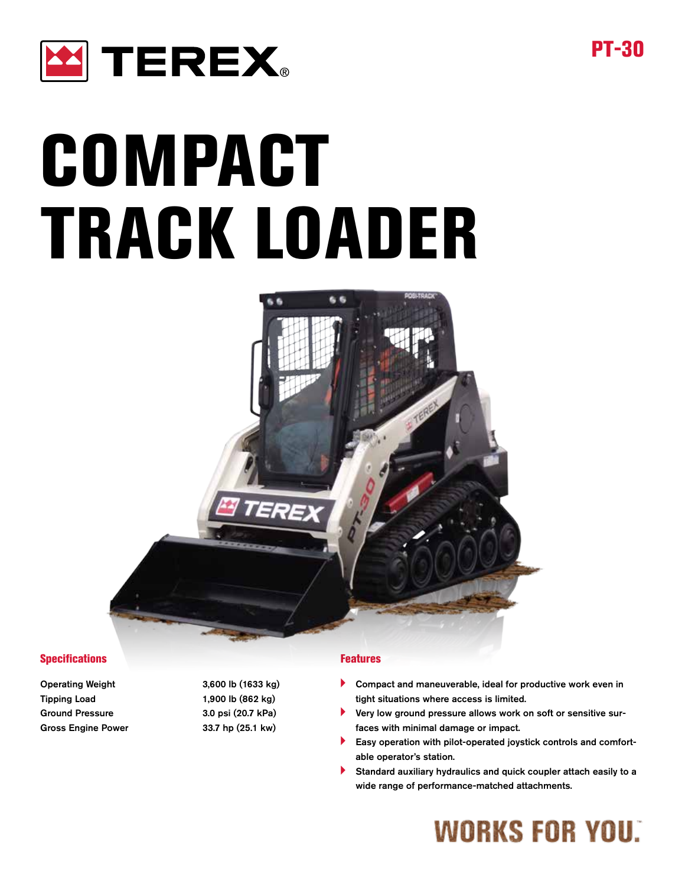TEREX®

PT-30

# COMPACT TRACK LOADER

## Specifications

| | |
|---|---|
| Operating Weight | 3,600 lb (1633 kg) |
| Tipping Load | 1,900 lb (862 kg) |
| Ground Pressure | 3.0 psi (20.7 kPa) |
| Gross Engine Power | 33.7 hp (25.1 kw) |

## Features

- Compact and maneuverable, ideal for productive work even in tight situations where access is limited.
- Very low ground pressure allows work on soft or sensitive surfaces with minimal damage or impact.
- Easy operation with pilot-operated joystick controls and comfortable operator's station.
- Standard auxiliary hydraulics and quick coupler attach easily to a wide range of performance-matched attachments.

WORKS FOR YOU.™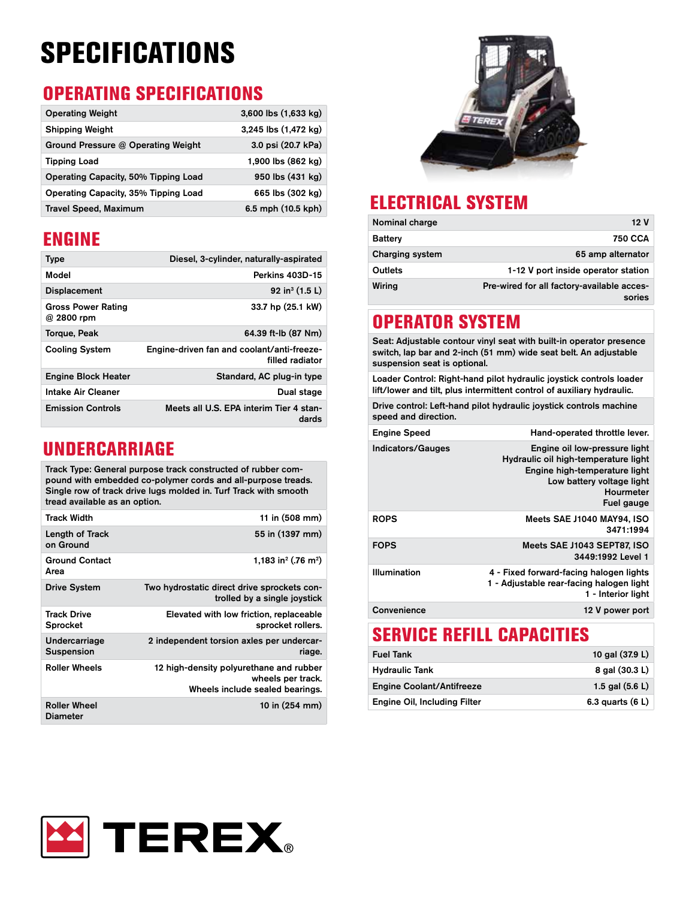# SPECIFICATIONS

## OPERATING SPECIFICATIONS

| | |
|---|---|
| Operating Weight | 3,600 lbs (1,633 kg) |
| Shipping Weight | 3,245 lbs (1,472 kg) |
| Ground Pressure @ Operating Weight | 3.0 psi (20.7 kPa) |
| Tipping Load | 1,900 lbs (862 kg) |
| Operating Capacity, 50% Tipping Load | 950 lbs (431 kg) |
| Operating Capacity, 35% Tipping Load | 665 lbs (302 kg) |
| Travel Speed, Maximum | 6.5 mph (10.5 kph) |

## ENGINE

| | |
|---|---|
| Type | Diesel, 3-cylinder, naturally-aspirated |
| Model | Perkins 403D-15 |
| Displacement | 92 in³ (1.5 L) |
| Gross Power Rating @ 2800 rpm | 33.7 hp (25.1 kW) |
| Torque, Peak | 64.39 ft-lb (87 Nm) |
| Cooling System | Engine-driven fan and coolant/anti-freeze-filled radiator |
| Engine Block Heater | Standard, AC plug-in type |
| Intake Air Cleaner | Dual stage |
| Emission Controls | Meets all U.S. EPA interim Tier 4 standards |

## UNDERCARRIAGE

Track Type: General purpose track constructed of rubber compound with embedded co-polymer cords and all-purpose treads. Single row of track drive lugs molded in. Turf Track with smooth tread available as an option.

| | |
|---|---|
| Track Width | 11 in (508 mm) |
| Length of Track on Ground | 55 in (1397 mm) |
| Ground Contact Area | 1,183 in² (.76 m²) |
| Drive System | Two hydrostatic direct drive sprockets controlled by a single joystick |
| Track Drive Sprocket | Elevated with low friction, replaceable sprocket rollers. |
| Undercarriage Suspension | 2 independent torsion axles per undercarriage. |
| Roller Wheels | 12 high-density polyurethane and rubber wheels per track. Wheels include sealed bearings. |
| Roller Wheel Diameter | 10 in (254 mm) |

## ELECTRICAL SYSTEM

| | |
|---|---|
| Nominal charge | 12 V |
| Battery | 750 CCA |
| Charging system | 65 amp alternator |
| Outlets | 1-12 V port inside operator station |
| Wiring | Pre-wired for all factory-available accessories |

## OPERATOR SYSTEM

Seat: Adjustable contour vinyl seat with built-in operator presence switch, lap bar and 2-inch (51 mm) wide seat belt. An adjustable suspension seat is optional.

Loader Control: Right-hand pilot hydraulic joystick controls loader lift/lower and tilt, plus intermittent control of auxiliary hydraulic.

Drive control: Left-hand pilot hydraulic joystick controls machine speed and direction.

| | |
|---|---|
| Engine Speed | Hand-operated throttle lever. |
| Indicators/Gauges | Engine oil low-pressure light<br>Hydraulic oil high-temperature light<br>Engine high-temperature light<br>Low battery voltage light<br>Hourmeter<br>Fuel gauge |
| ROPS | Meets SAE J1040 MAY94, ISO 3471:1994 |
| FOPS | Meets SAE J1043 SEPT87, ISO 3449:1992 Level 1 |
| Illumination | 4 - Fixed forward-facing halogen lights<br>1 - Adjustable rear-facing halogen light<br>1 - Interior light |
| Convenience | 12 V power port |

## SERVICE REFILL CAPACITIES

| | |
|---|---|
| Fuel Tank | 10 gal (37.9 L) |
| Hydraulic Tank | 8 gal (30.3 L) |
| Engine Coolant/Antifreeze | 1.5 gal (5.6 L) |
| Engine Oil, Including Filter | 6.3 quarts (6 L) |

TEREX®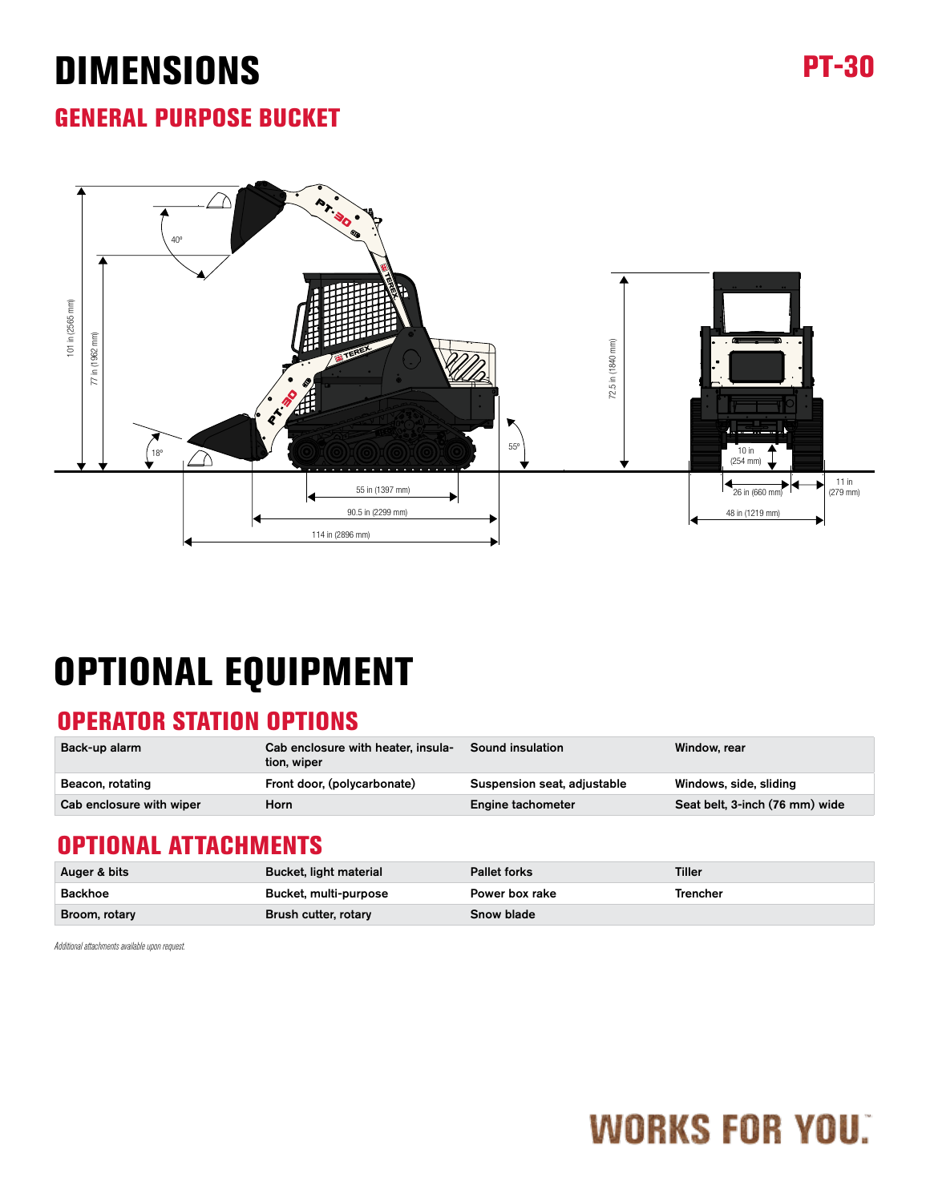# DIMENSIONS

PT-30

## GENERAL PURPOSE BUCKET

101 in (2565 mm)

77 in (1962 mm)

40°

18°

55°

55 in (1397 mm)

90.5 in (2299 mm)

114 in (2896 mm)

72.5 in (1840 mm)

10 in (254 mm)

26 in (660 mm)

11 in (279 mm)

48 in (1219 mm)

# OPTIONAL EQUIPMENT

## OPERATOR STATION OPTIONS

| | | | |
|---|---|---|---|
| Back-up alarm | Cab enclosure with heater, insulation, wiper | Sound insulation | Window, rear |
| Beacon, rotating | Front door, (polycarbonate) | Suspension seat, adjustable | Windows, side, sliding |
| Cab enclosure with wiper | Horn | Engine tachometer | Seat belt, 3-inch (76 mm) wide |

## OPTIONAL ATTACHMENTS

| | | | |
|---|---|---|---|
| Auger & bits | Bucket, light material | Pallet forks | Tiller |
| Backhoe | Bucket, multi-purpose | Power box rake | Trencher |
| Broom, rotary | Brush cutter, rotary | Snow blade | |

*Additional attachments available upon request.*

WORKS FOR YOU.™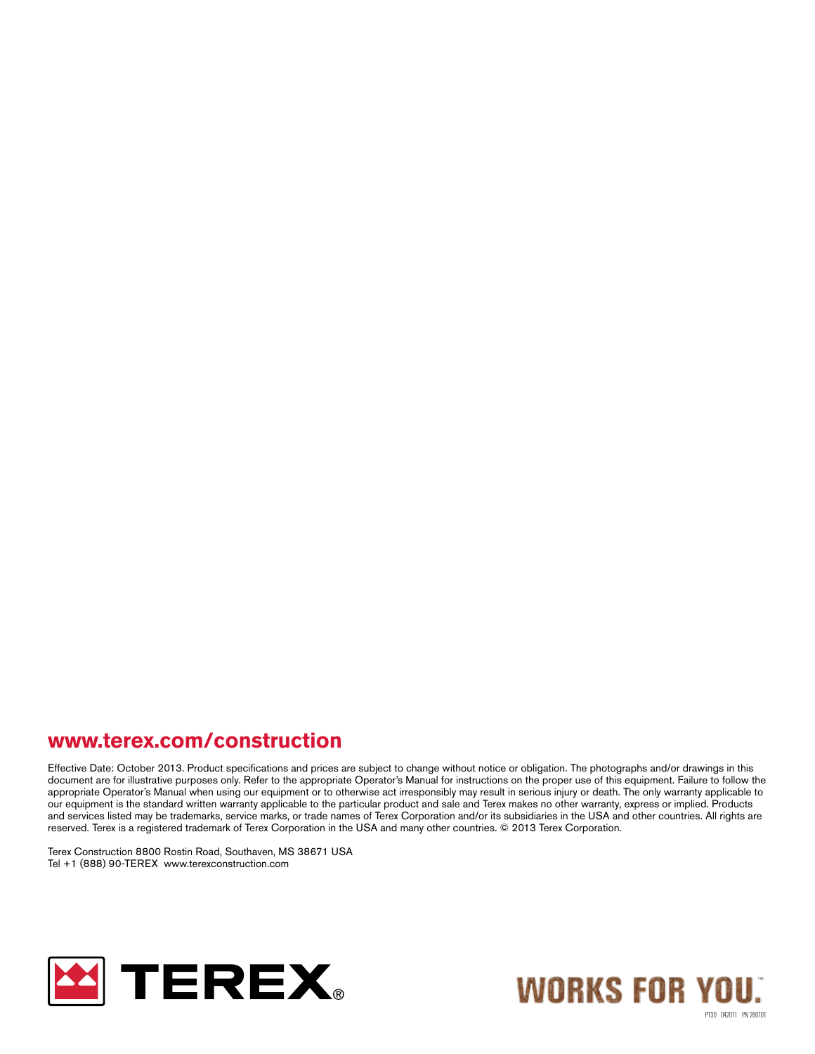**www.terex.com/construction**

Effective Date: October 2013. Product specifications and prices are subject to change without notice or obligation. The photographs and/or drawings in this document are for illustrative purposes only. Refer to the appropriate Operator's Manual for instructions on the proper use of this equipment. Failure to follow the appropriate Operator's Manual when using our equipment or to otherwise act irresponsibly may result in serious injury or death. The only warranty applicable to our equipment is the standard written warranty applicable to the particular product and sale and Terex makes no other warranty, express or implied. Products and services listed may be trademarks, service marks, or trade names of Terex Corporation and/or its subsidiaries in the USA and other countries. All rights are reserved. Terex is a registered trademark of Terex Corporation in the USA and many other countries. © 2013 Terex Corporation.

Terex Construction 8800 Rostin Road, Southaven, MS 38671 USA
Tel +1 (888) 90-TEREX www.terexconstruction.com

TEREX®

WORKS FOR YOU.™

PT30 042011 PN 280101